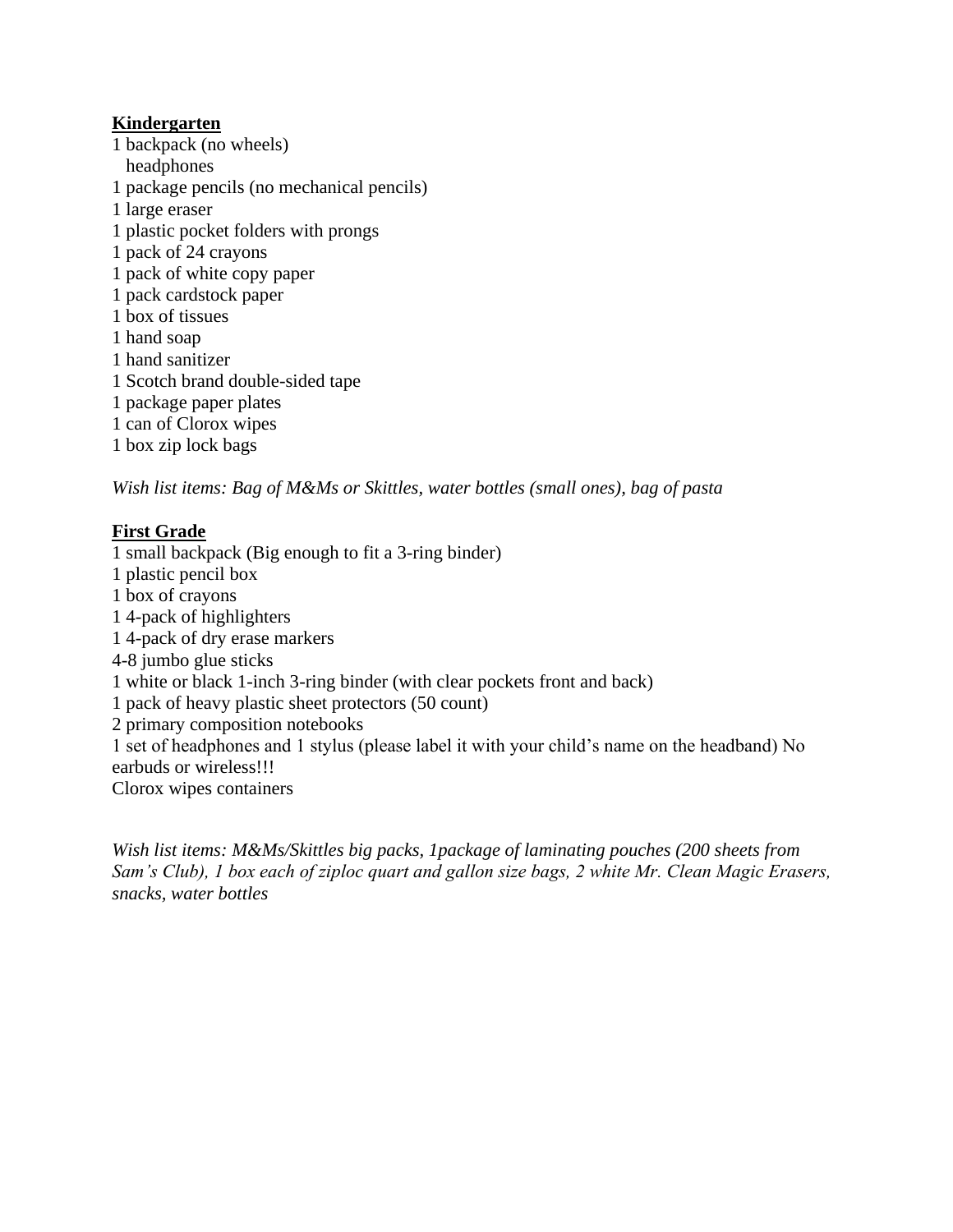**Kindergarten**

1 backpack (no wheels)
headphones
1 package pencils (no mechanical pencils)
1 large eraser
1 plastic pocket folders with prongs
1 pack of 24 crayons
1 pack of white copy paper
1 pack cardstock paper
1 box of tissues
1 hand soap
1 hand sanitizer
1 Scotch brand double-sided tape
1 package paper plates
1 can of Clorox wipes
1 box zip lock bags

*Wish list items: Bag of M&Ms or Skittles, water bottles (small ones), bag of pasta*

**First Grade**

1 small backpack (Big enough to fit a 3-ring binder)
1 plastic pencil box
1 box of crayons
1 4-pack of highlighters
1 4-pack of dry erase markers
4-8 jumbo glue sticks
1 white or black 1-inch 3-ring binder (with clear pockets front and back)
1 pack of heavy plastic sheet protectors (50 count)
2 primary composition notebooks
1 set of headphones and 1 stylus (please label it with your child's name on the headband) No earbuds or wireless!!!
Clorox wipes containers

*Wish list items: M&Ms/Skittles big packs, 1package of laminating pouches (200 sheets from Sam's Club), 1 box each of ziploc quart and gallon size bags, 2 white Mr. Clean Magic Erasers, snacks, water bottles*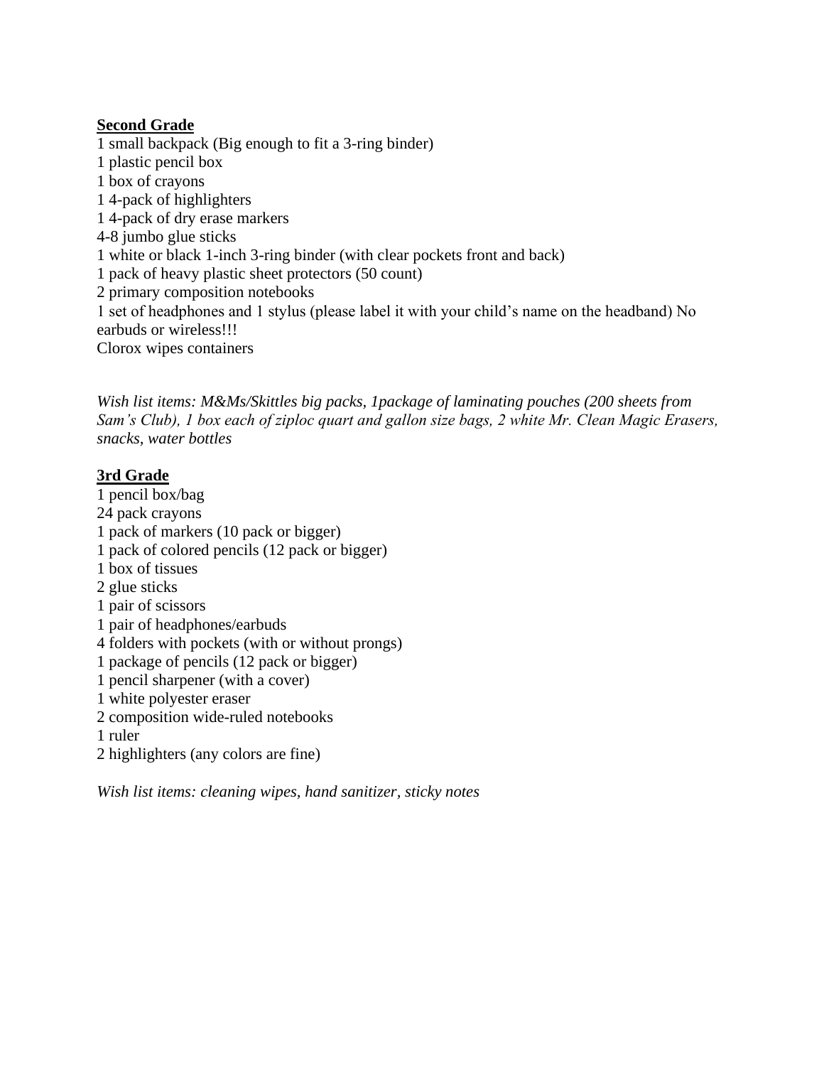**<u>Second Grade</u>**

1 small backpack (Big enough to fit a 3-ring binder)
1 plastic pencil box
1 box of crayons
1 4-pack of highlighters
1 4-pack of dry erase markers
4-8 jumbo glue sticks
1 white or black 1-inch 3-ring binder (with clear pockets front and back)
1 pack of heavy plastic sheet protectors (50 count)
2 primary composition notebooks
1 set of headphones and 1 stylus (please label it with your child's name on the headband) No earbuds or wireless!!!
Clorox wipes containers

*Wish list items: M&Ms/Skittles big packs, 1package of laminating pouches (200 sheets from Sam's Club), 1 box each of ziploc quart and gallon size bags, 2 white Mr. Clean Magic Erasers, snacks, water bottles*

**<u>3rd Grade</u>**

1 pencil box/bag
24 pack crayons
1 pack of markers (10 pack or bigger)
1 pack of colored pencils (12 pack or bigger)
1 box of tissues
2 glue sticks
1 pair of scissors
1 pair of headphones/earbuds
4 folders with pockets (with or without prongs)
1 package of pencils (12 pack or bigger)
1 pencil sharpener (with a cover)
1 white polyester eraser
2 composition wide-ruled notebooks
1 ruler
2 highlighters (any colors are fine)

*Wish list items: cleaning wipes, hand sanitizer, sticky notes*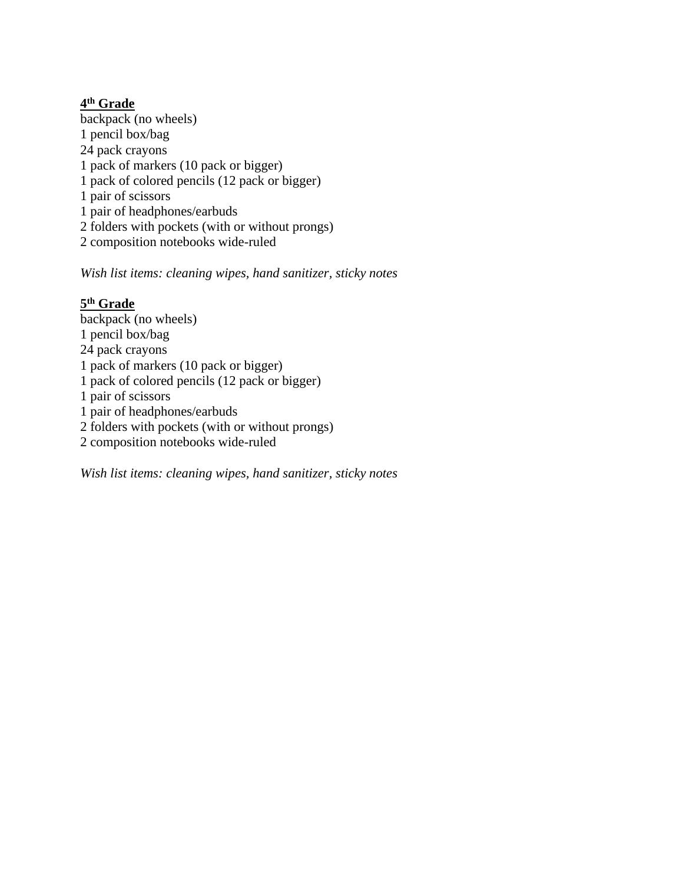**4th Grade**

backpack (no wheels)
1 pencil box/bag
24 pack crayons
1 pack of markers (10 pack or bigger)
1 pack of colored pencils (12 pack or bigger)
1 pair of scissors
1 pair of headphones/earbuds
2 folders with pockets (with or without prongs)
2 composition notebooks wide-ruled

*Wish list items: cleaning wipes, hand sanitizer, sticky notes*

**5th Grade**

backpack (no wheels)
1 pencil box/bag
24 pack crayons
1 pack of markers (10 pack or bigger)
1 pack of colored pencils (12 pack or bigger)
1 pair of scissors
1 pair of headphones/earbuds
2 folders with pockets (with or without prongs)
2 composition notebooks wide-ruled

*Wish list items: cleaning wipes, hand sanitizer, sticky notes*